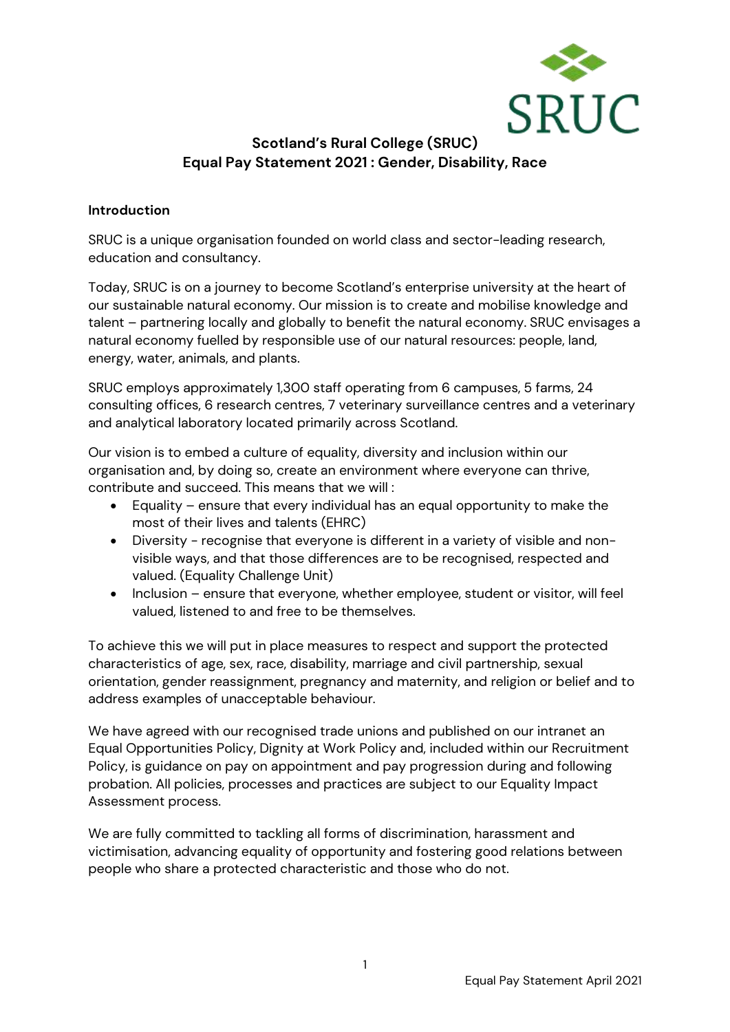# Scotland's Rural College (SRUC)
# Equal Pay Statement 2021 : Gender, Disability, Race

## Introduction

SRUC is a unique organisation founded on world class and sector-leading research, education and consultancy.

Today, SRUC is on a journey to become Scotland's enterprise university at the heart of our sustainable natural economy. Our mission is to create and mobilise knowledge and talent – partnering locally and globally to benefit the natural economy. SRUC envisages a natural economy fuelled by responsible use of our natural resources: people, land, energy, water, animals, and plants.

SRUC employs approximately 1,300 staff operating from 6 campuses, 5 farms, 24 consulting offices, 6 research centres, 7 veterinary surveillance centres and a veterinary and analytical laboratory located primarily across Scotland.

Our vision is to embed a culture of equality, diversity and inclusion within our organisation and, by doing so, create an environment where everyone can thrive, contribute and succeed. This means that we will :

- Equality – ensure that every individual has an equal opportunity to make the most of their lives and talents (EHRC)
- Diversity - recognise that everyone is different in a variety of visible and non-visible ways, and that those differences are to be recognised, respected and valued. (Equality Challenge Unit)
- Inclusion – ensure that everyone, whether employee, student or visitor, will feel valued, listened to and free to be themselves.

To achieve this we will put in place measures to respect and support the protected characteristics of age, sex, race, disability, marriage and civil partnership, sexual orientation, gender reassignment, pregnancy and maternity, and religion or belief and to address examples of unacceptable behaviour.

We have agreed with our recognised trade unions and published on our intranet an Equal Opportunities Policy, Dignity at Work Policy and, included within our Recruitment Policy, is guidance on pay on appointment and pay progression during and following probation. All policies, processes and practices are subject to our Equality Impact Assessment process.

We are fully committed to tackling all forms of discrimination, harassment and victimisation, advancing equality of opportunity and fostering good relations between people who share a protected characteristic and those who do not.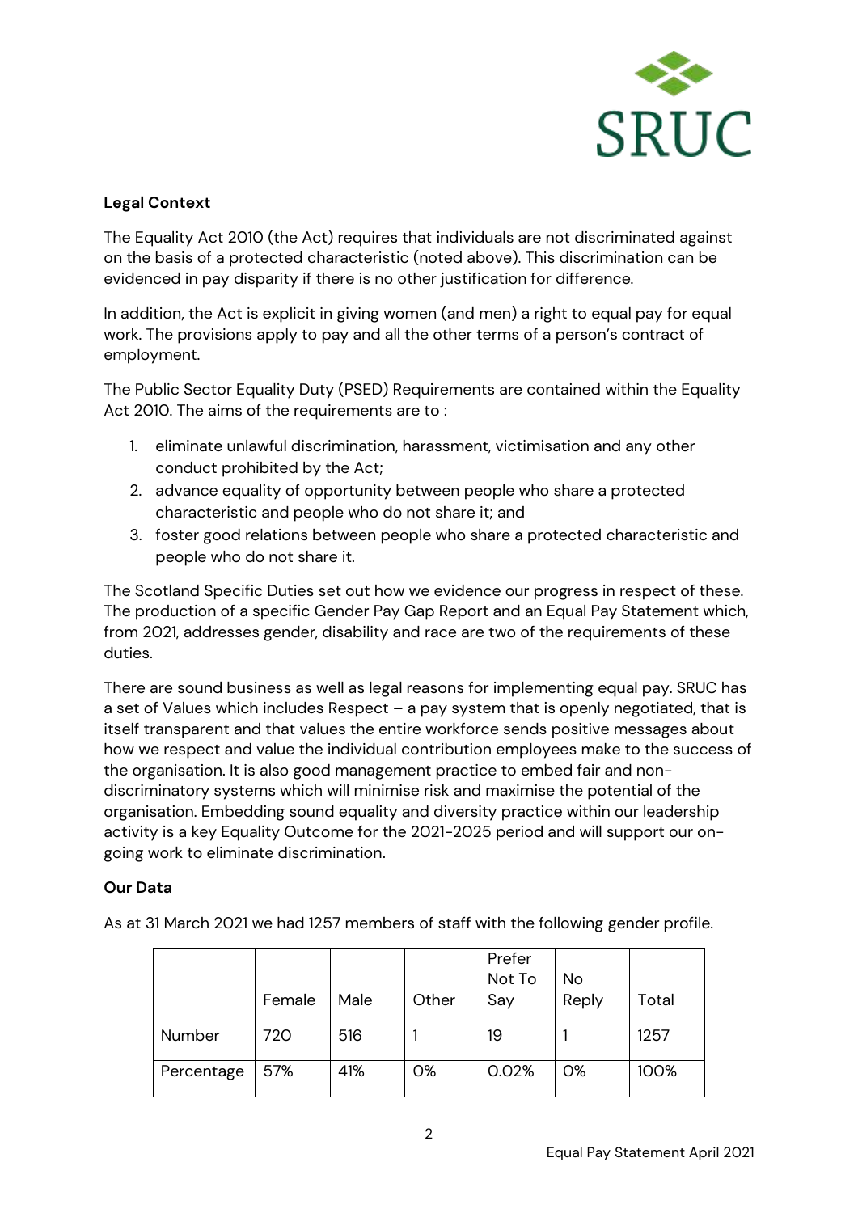**Legal Context**

The Equality Act 2010 (the Act) requires that individuals are not discriminated against on the basis of a protected characteristic (noted above). This discrimination can be evidenced in pay disparity if there is no other justification for difference.

In addition, the Act is explicit in giving women (and men) a right to equal pay for equal work. The provisions apply to pay and all the other terms of a person's contract of employment.

The Public Sector Equality Duty (PSED) Requirements are contained within the Equality Act 2010. The aims of the requirements are to :

1. eliminate unlawful discrimination, harassment, victimisation and any other conduct prohibited by the Act;
2. advance equality of opportunity between people who share a protected characteristic and people who do not share it; and
3. foster good relations between people who share a protected characteristic and people who do not share it.

The Scotland Specific Duties set out how we evidence our progress in respect of these. The production of a specific Gender Pay Gap Report and an Equal Pay Statement which, from 2021, addresses gender, disability and race are two of the requirements of these duties.

There are sound business as well as legal reasons for implementing equal pay. SRUC has a set of Values which includes Respect – a pay system that is openly negotiated, that is itself transparent and that values the entire workforce sends positive messages about how we respect and value the individual contribution employees make to the success of the organisation. It is also good management practice to embed fair and non-discriminatory systems which will minimise risk and maximise the potential of the organisation. Embedding sound equality and diversity practice within our leadership activity is a key Equality Outcome for the 2021-2025 period and will support our on-going work to eliminate discrimination.

**Our Data**

As at 31 March 2021 we had 1257 members of staff with the following gender profile.

| | Female | Male | Other | Prefer Not To Say | No Reply | Total |
|---|---|---|---|---|---|---|
| Number | 720 | 516 | 1 | 19 | 1 | 1257 |
| Percentage | 57% | 41% | 0% | 0.02% | 0% | 100% |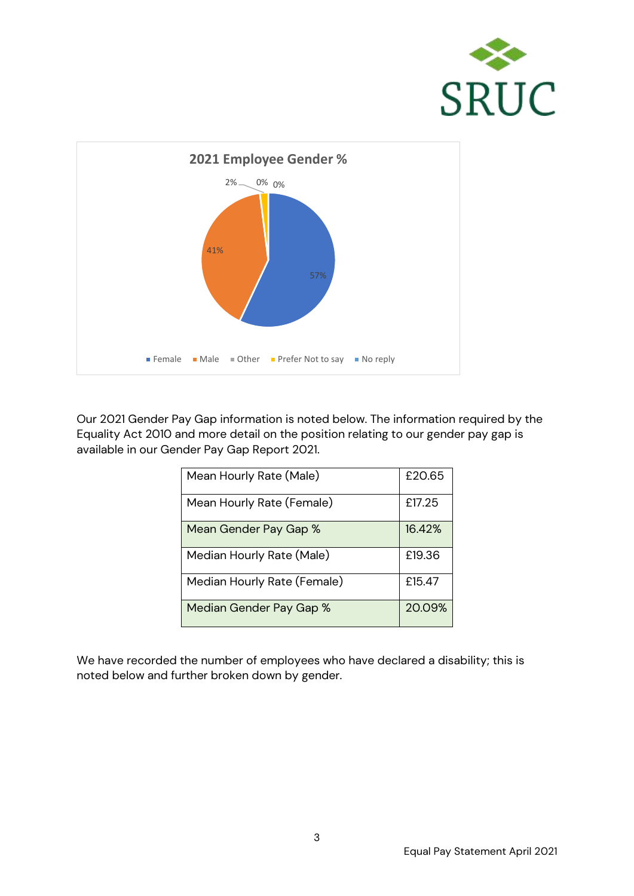**2021 Employee Gender %**

- Female: 57%
- Male: 41%
- Other: 0%
- Prefer Not to say: 2%
- No reply: 0%

Our 2021 Gender Pay Gap information is noted below. The information required by the Equality Act 2010 and more detail on the position relating to our gender pay gap is available in our Gender Pay Gap Report 2021.

| | |
|---|---|
| Mean Hourly Rate (Male) | £20.65 |
| Mean Hourly Rate (Female) | £17.25 |
| Mean Gender Pay Gap % | 16.42% |
| Median Hourly Rate (Male) | £19.36 |
| Median Hourly Rate (Female) | £15.47 |
| Median Gender Pay Gap % | 20.09% |

We have recorded the number of employees who have declared a disability; this is noted below and further broken down by gender.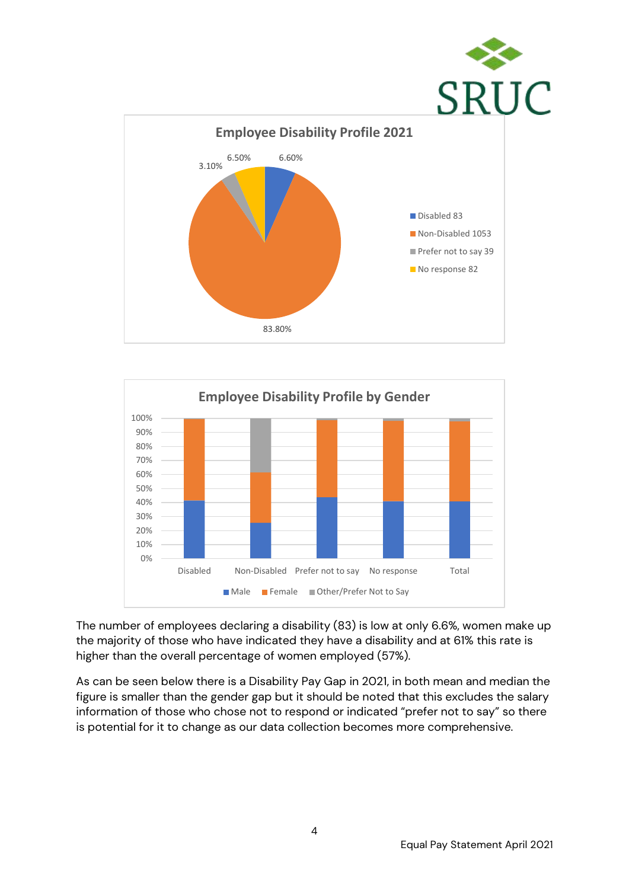**Employee Disability Profile 2021**

- Disabled 83 — 6.60%
- Non-Disabled 1053 — 83.80%
- Prefer not to say 39 — 3.10%
- No response 82 — 6.50%

**Employee Disability Profile by Gender**

Categories: Disabled, Non-Disabled, Prefer not to say, No response, Total

Legend: Male, Female, Other/Prefer Not to Say

The number of employees declaring a disability (83) is low at only 6.6%, women make up the majority of those who have indicated they have a disability and at 61% this rate is higher than the overall percentage of women employed (57%).

As can be seen below there is a Disability Pay Gap in 2021, in both mean and median the figure is smaller than the gender gap but it should be noted that this excludes the salary information of those who chose not to respond or indicated "prefer not to say" so there is potential for it to change as our data collection becomes more comprehensive.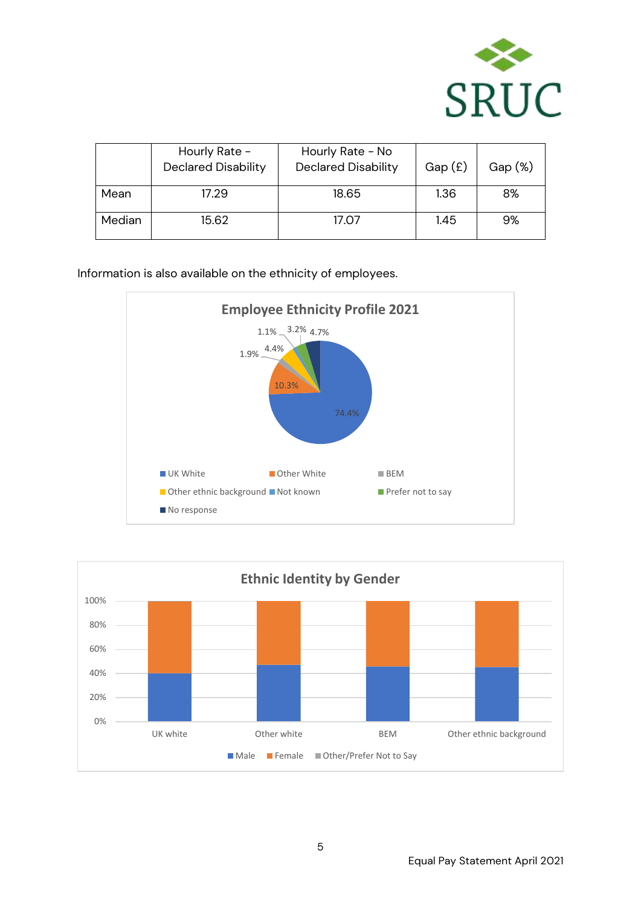|  | Hourly Rate – Declared Disability | Hourly Rate – No Declared Disability | Gap (£) | Gap (%) |
|---|---|---|---|---|
| Mean | 17.29 | 18.65 | 1.36 | 8% |
| Median | 15.62 | 17.07 | 1.45 | 9% |

Information is also available on the ethnicity of employees.

**Employee Ethnicity Profile 2021**

| Category | % |
|---|---|
| UK White | 74.4% |
| Other White | 10.3% |
| BEM | 1.9% |
| Other ethnic background | 4.4% |
| Not known | 1.1% |
| Prefer not to say | 3.2% |
| No response | 4.7% |

**Ethnic Identity by Gender**

Categories: UK white, Other white, BEM, Other ethnic background

Legend: Male, Female, Other/Prefer Not to Say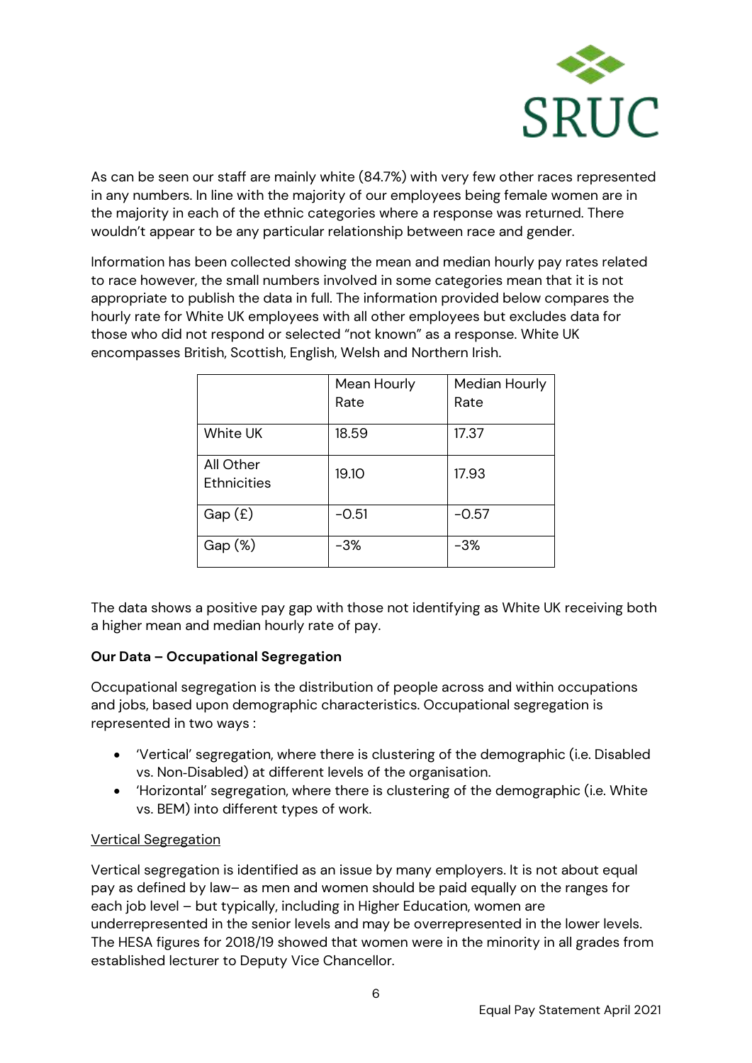As can be seen our staff are mainly white (84.7%) with very few other races represented in any numbers. In line with the majority of our employees being female women are in the majority in each of the ethnic categories where a response was returned. There wouldn't appear to be any particular relationship between race and gender.

Information has been collected showing the mean and median hourly pay rates related to race however, the small numbers involved in some categories mean that it is not appropriate to publish the data in full. The information provided below compares the hourly rate for White UK employees with all other employees but excludes data for those who did not respond or selected "not known" as a response. White UK encompasses British, Scottish, English, Welsh and Northern Irish.

| | Mean Hourly Rate | Median Hourly Rate |
|---|---|---|
| White UK | 18.59 | 17.37 |
| All Other Ethnicities | 19.10 | 17.93 |
| Gap (£) | -0.51 | -0.57 |
| Gap (%) | -3% | -3% |

The data shows a positive pay gap with those not identifying as White UK receiving both a higher mean and median hourly rate of pay.

**Our Data – Occupational Segregation**

Occupational segregation is the distribution of people across and within occupations and jobs, based upon demographic characteristics. Occupational segregation is represented in two ways :

- 'Vertical' segregation, where there is clustering of the demographic (i.e. Disabled vs. Non-Disabled) at different levels of the organisation.
- 'Horizontal' segregation, where there is clustering of the demographic (i.e. White vs. BEM) into different types of work.

<u>Vertical Segregation</u>

Vertical segregation is identified as an issue by many employers. It is not about equal pay as defined by law– as men and women should be paid equally on the ranges for each job level – but typically, including in Higher Education, women are underrepresented in the senior levels and may be overrepresented in the lower levels. The HESA figures for 2018/19 showed that women were in the minority in all grades from established lecturer to Deputy Vice Chancellor.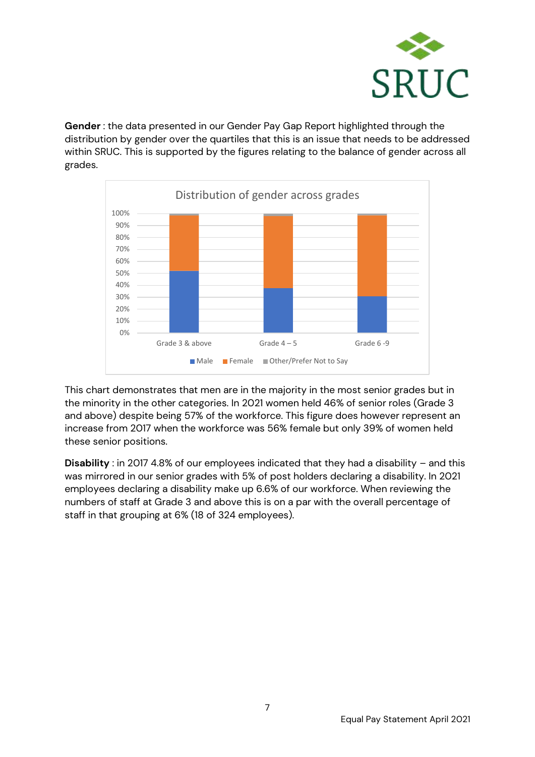**Gender** : the data presented in our Gender Pay Gap Report highlighted through the distribution by gender over the quartiles that this is an issue that needs to be addressed within SRUC. This is supported by the figures relating to the balance of gender across all grades.

This chart demonstrates that men are in the majority in the most senior grades but in the minority in the other categories. In 2021 women held 46% of senior roles (Grade 3 and above) despite being 57% of the workforce. This figure does however represent an increase from 2017 when the workforce was 56% female but only 39% of women held these senior positions.

**Disability** : in 2017 4.8% of our employees indicated that they had a disability – and this was mirrored in our senior grades with 5% of post holders declaring a disability. In 2021 employees declaring a disability make up 6.6% of our workforce. When reviewing the numbers of staff at Grade 3 and above this is on a par with the overall percentage of staff in that grouping at 6% (18 of 324 employees).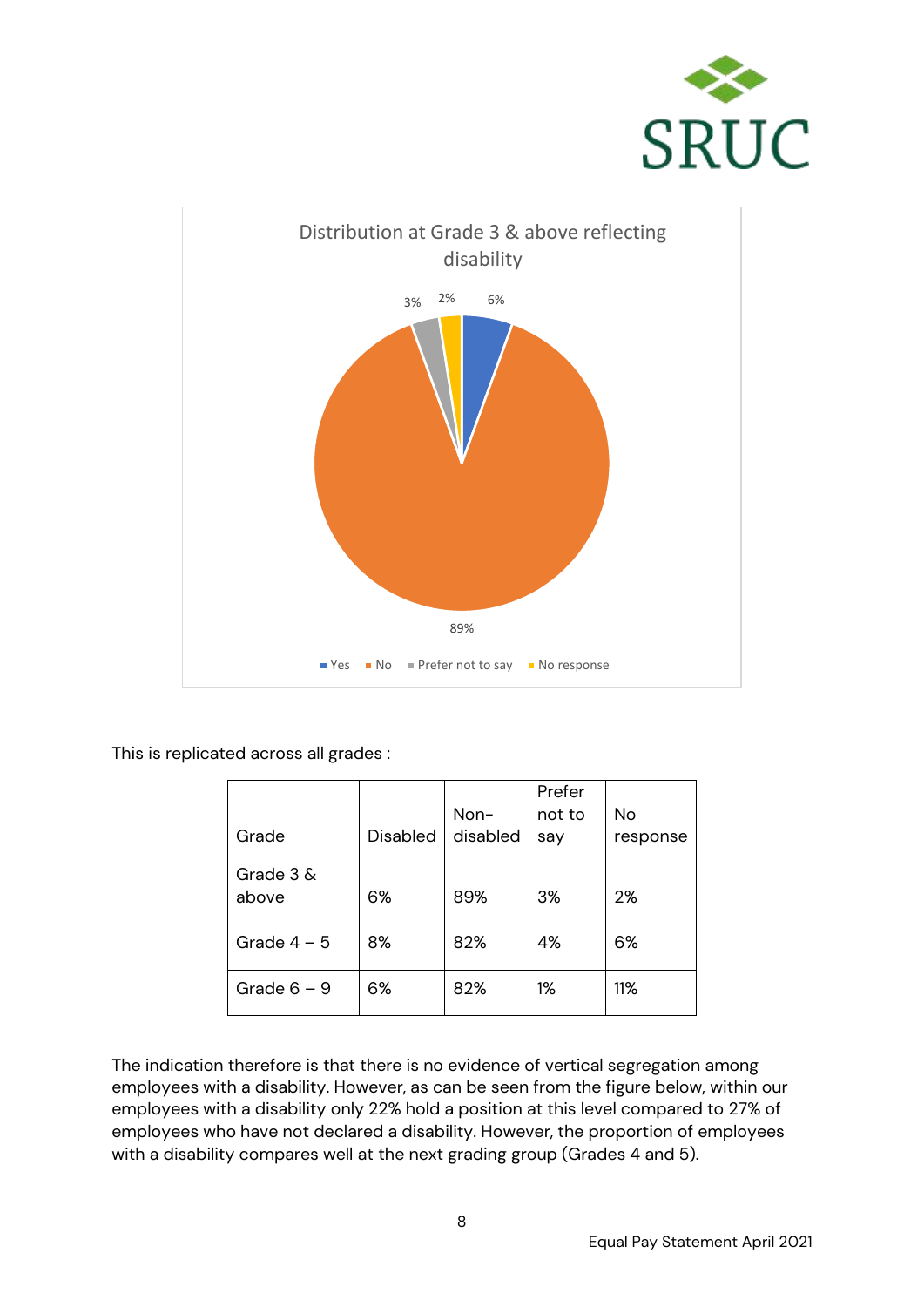Distribution at Grade 3 & above reflecting disability

This is replicated across all grades :

| Grade | Disabled | Non-disabled | Prefer not to say | No response |
|---|---|---|---|---|
| Grade 3 & above | 6% | 89% | 3% | 2% |
| Grade 4 – 5 | 8% | 82% | 4% | 6% |
| Grade 6 – 9 | 6% | 82% | 1% | 11% |

The indication therefore is that there is no evidence of vertical segregation among employees with a disability. However, as can be seen from the figure below, within our employees with a disability only 22% hold a position at this level compared to 27% of employees who have not declared a disability. However, the proportion of employees with a disability compares well at the next grading group (Grades 4 and 5).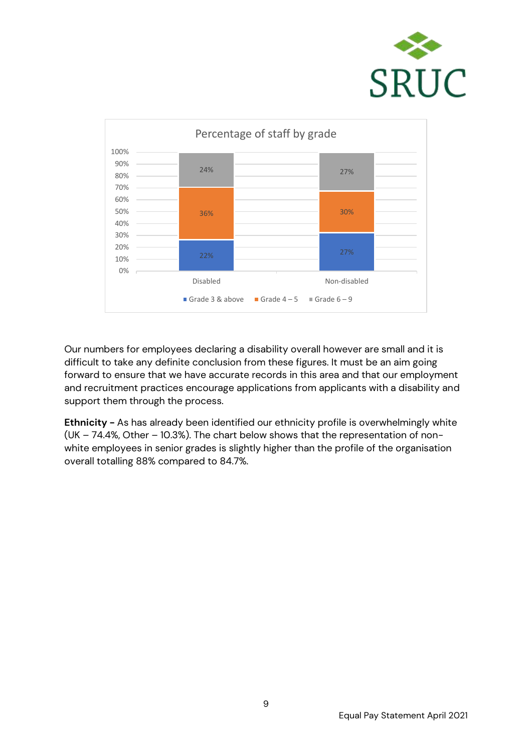**Percentage of staff by grade**

|  | Grade 3 & above | Grade 4 – 5 | Grade 6 – 9 |
|---|---|---|---|
| Disabled | 22% | 36% | 24% |
| Non-disabled | 27% | 30% | 27% |

Our numbers for employees declaring a disability overall however are small and it is difficult to take any definite conclusion from these figures. It must be an aim going forward to ensure that we have accurate records in this area and that our employment and recruitment practices encourage applications from applicants with a disability and support them through the process.

**Ethnicity -** As has already been identified our ethnicity profile is overwhelmingly white (UK – 74.4%, Other – 10.3%). The chart below shows that the representation of non-white employees in senior grades is slightly higher than the profile of the organisation overall totalling 88% compared to 84.7%.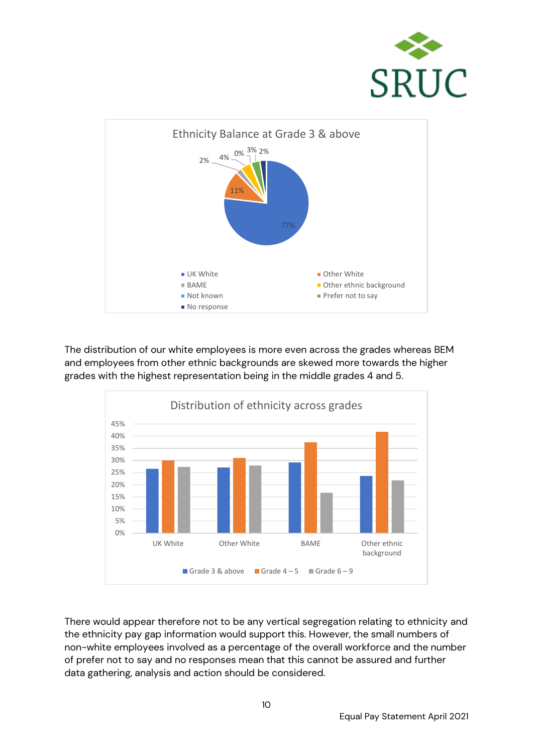**Ethnicity Balance at Grade 3 & above**

- UK White: 77%
- Other White: 11%
- BAME: 2%
- Other ethnic background: 4%
- Not known: 0%
- Prefer not to say: 3%
- No response: 2%

The distribution of our white employees is more even across the grades whereas BEM and employees from other ethnic backgrounds are skewed more towards the higher grades with the highest representation being in the middle grades 4 and 5.

**Distribution of ethnicity across grades**

| | Grade 3 & above | Grade 4 – 5 | Grade 6 – 9 |
|---|---|---|---|
| UK White | ~26.5% | ~30% | ~27% |
| Other White | ~27% | ~31% | ~28% |
| BAME | ~29% | ~37.5% | ~16.5% |
| Other ethnic background | ~23.5% | ~41.5% | ~22% |

There would appear therefore not to be any vertical segregation relating to ethnicity and the ethnicity pay gap information would support this. However, the small numbers of non-white employees involved as a percentage of the overall workforce and the number of prefer not to say and no responses mean that this cannot be assured and further data gathering, analysis and action should be considered.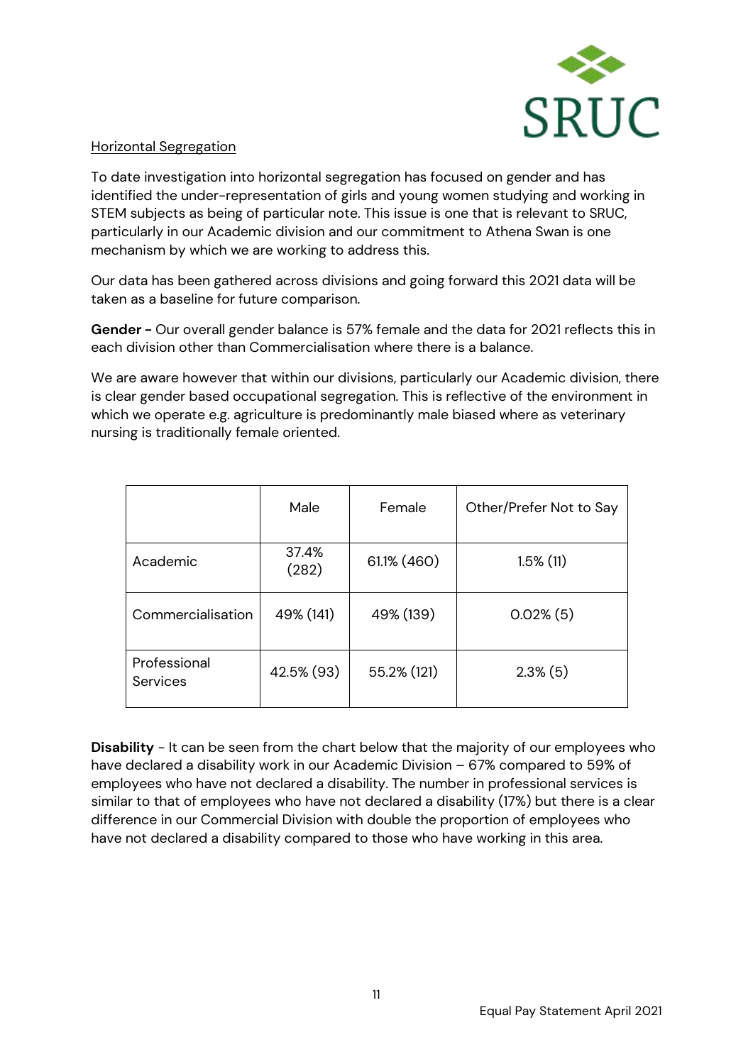Horizontal Segregation

To date investigation into horizontal segregation has focused on gender and has identified the under-representation of girls and young women studying and working in STEM subjects as being of particular note. This issue is one that is relevant to SRUC, particularly in our Academic division and our commitment to Athena Swan is one mechanism by which we are working to address this.

Our data has been gathered across divisions and going forward this 2021 data will be taken as a baseline for future comparison.

**Gender -** Our overall gender balance is 57% female and the data for 2021 reflects this in each division other than Commercialisation where there is a balance.

We are aware however that within our divisions, particularly our Academic division, there is clear gender based occupational segregation. This is reflective of the environment in which we operate e.g. agriculture is predominantly male biased where as veterinary nursing is traditionally female oriented.

| | Male | Female | Other/Prefer Not to Say |
|---|---|---|---|
| Academic | 37.4% (282) | 61.1% (460) | 1.5% (11) |
| Commercialisation | 49% (141) | 49% (139) | 0.02% (5) |
| Professional Services | 42.5% (93) | 55.2% (121) | 2.3% (5) |

**Disability** - It can be seen from the chart below that the majority of our employees who have declared a disability work in our Academic Division – 67% compared to 59% of employees who have not declared a disability. The number in professional services is similar to that of employees who have not declared a disability (17%) but there is a clear difference in our Commercial Division with double the proportion of employees who have not declared a disability compared to those who have working in this area.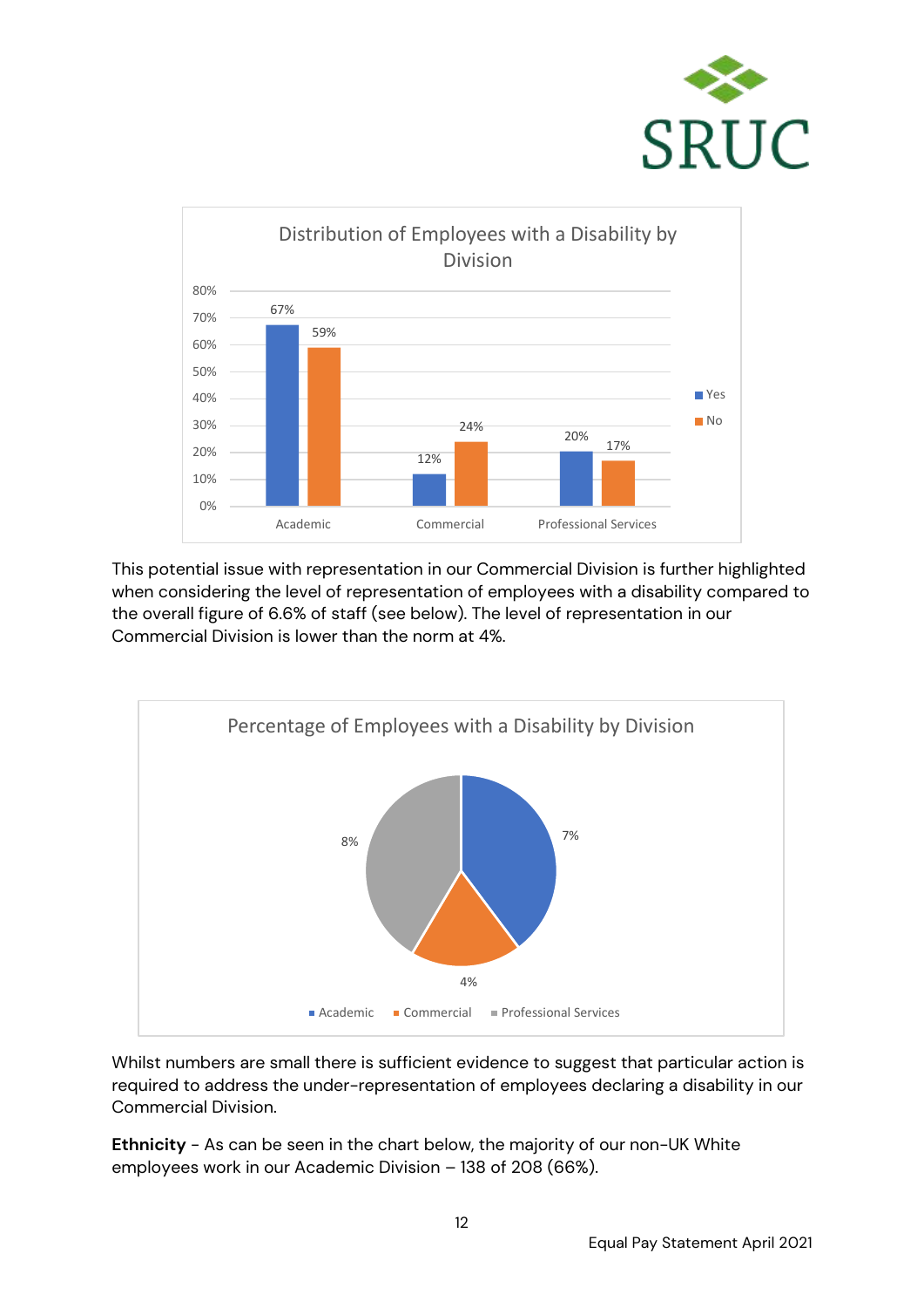**Distribution of Employees with a Disability by Division**

| Division | Yes | No |
|---|---|---|
| Academic | 67% | 59% |
| Commercial | 12% | 24% |
| Professional Services | 20% | 17% |

This potential issue with representation in our Commercial Division is further highlighted when considering the level of representation of employees with a disability compared to the overall figure of 6.6% of staff (see below). The level of representation in our Commercial Division is lower than the norm at 4%.

**Percentage of Employees with a Disability by Division**

| Division | Percentage |
|---|---|
| Academic | 7% |
| Commercial | 4% |
| Professional Services | 8% |

Whilst numbers are small there is sufficient evidence to suggest that particular action is required to address the under-representation of employees declaring a disability in our Commercial Division.

**Ethnicity** - As can be seen in the chart below, the majority of our non-UK White employees work in our Academic Division – 138 of 208 (66%).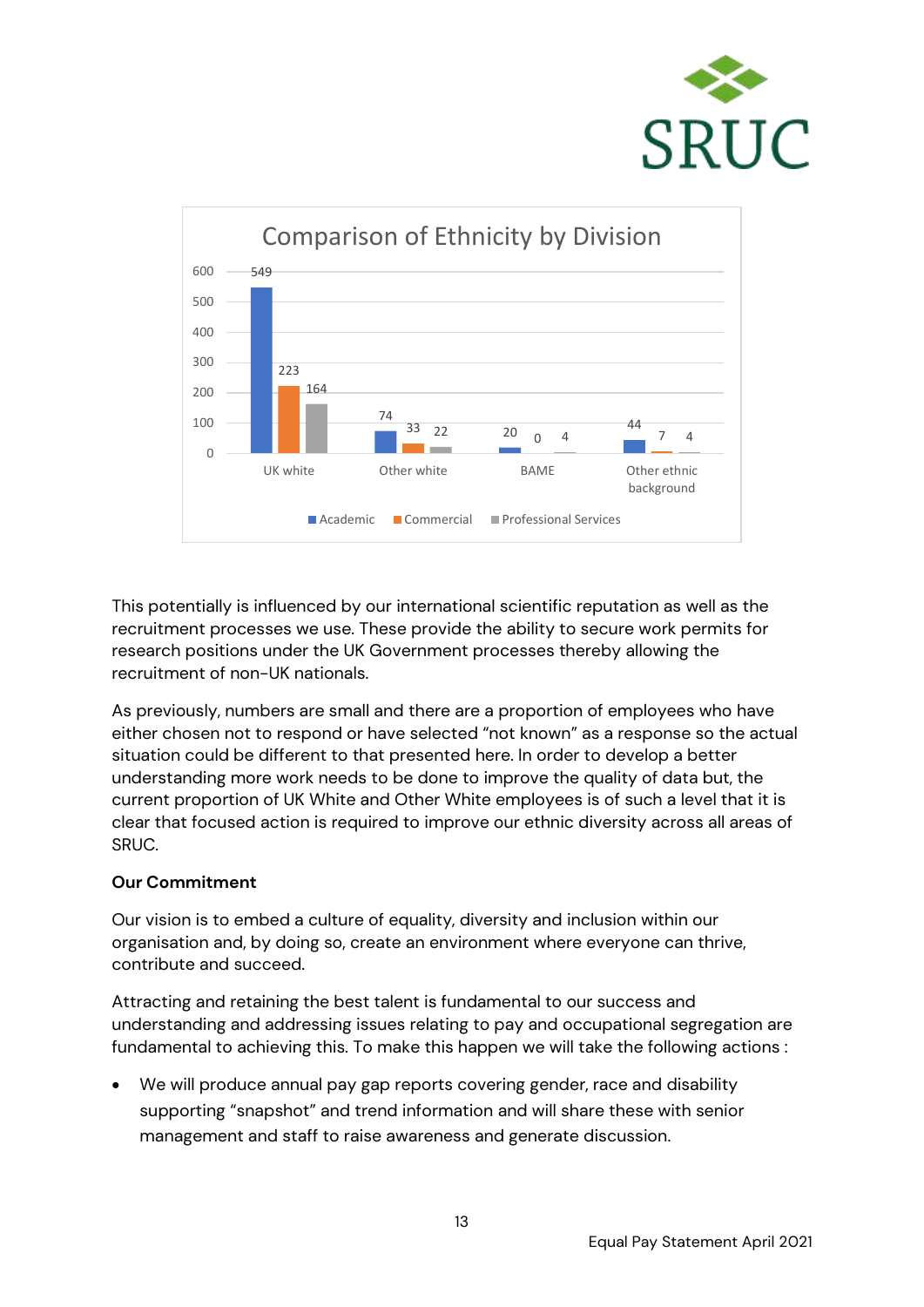Comparison of Ethnicity by Division

| | Academic | Commercial | Professional Services |
|---|---|---|---|
| UK white | 549 | 223 | 164 |
| Other white | 74 | 33 | 22 |
| BAME | 20 | 0 | 4 |
| Other ethnic background | 44 | 7 | 4 |

This potentially is influenced by our international scientific reputation as well as the recruitment processes we use. These provide the ability to secure work permits for research positions under the UK Government processes thereby allowing the recruitment of non-UK nationals.

As previously, numbers are small and there are a proportion of employees who have either chosen not to respond or have selected "not known" as a response so the actual situation could be different to that presented here. In order to develop a better understanding more work needs to be done to improve the quality of data but, the current proportion of UK White and Other White employees is of such a level that it is clear that focused action is required to improve our ethnic diversity across all areas of SRUC.

**Our Commitment**

Our vision is to embed a culture of equality, diversity and inclusion within our organisation and, by doing so, create an environment where everyone can thrive, contribute and succeed.

Attracting and retaining the best talent is fundamental to our success and understanding and addressing issues relating to pay and occupational segregation are fundamental to achieving this. To make this happen we will take the following actions :

- We will produce annual pay gap reports covering gender, race and disability supporting "snapshot" and trend information and will share these with senior management and staff to raise awareness and generate discussion.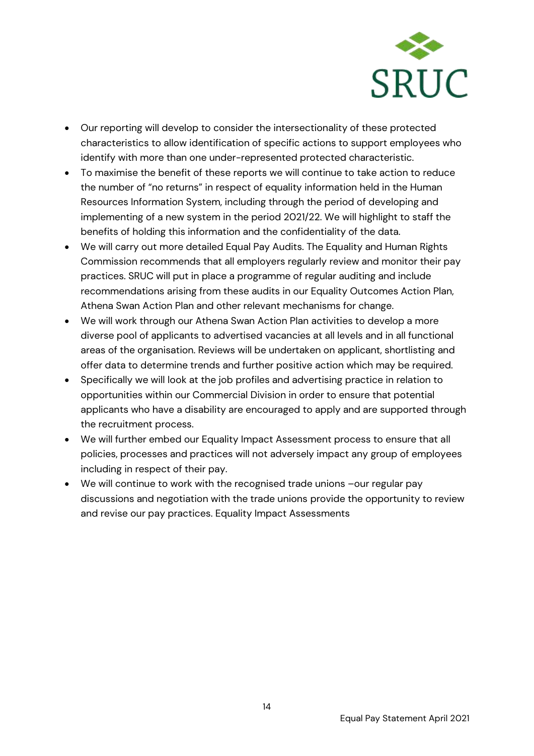- Our reporting will develop to consider the intersectionality of these protected characteristics to allow identification of specific actions to support employees who identify with more than one under-represented protected characteristic.
- To maximise the benefit of these reports we will continue to take action to reduce the number of "no returns" in respect of equality information held in the Human Resources Information System, including through the period of developing and implementing of a new system in the period 2021/22. We will highlight to staff the benefits of holding this information and the confidentiality of the data.
- We will carry out more detailed Equal Pay Audits. The Equality and Human Rights Commission recommends that all employers regularly review and monitor their pay practices. SRUC will put in place a programme of regular auditing and include recommendations arising from these audits in our Equality Outcomes Action Plan, Athena Swan Action Plan and other relevant mechanisms for change.
- We will work through our Athena Swan Action Plan activities to develop a more diverse pool of applicants to advertised vacancies at all levels and in all functional areas of the organisation. Reviews will be undertaken on applicant, shortlisting and offer data to determine trends and further positive action which may be required.
- Specifically we will look at the job profiles and advertising practice in relation to opportunities within our Commercial Division in order to ensure that potential applicants who have a disability are encouraged to apply and are supported through the recruitment process.
- We will further embed our Equality Impact Assessment process to ensure that all policies, processes and practices will not adversely impact any group of employees including in respect of their pay.
- We will continue to work with the recognised trade unions –our regular pay discussions and negotiation with the trade unions provide the opportunity to review and revise our pay practices. Equality Impact Assessments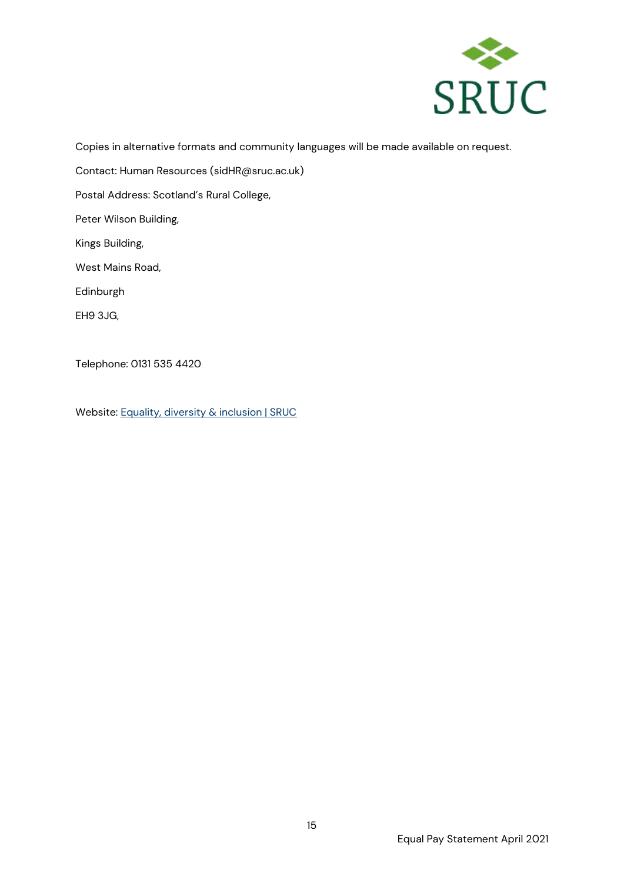Copies in alternative formats and community languages will be made available on request.

Contact: Human Resources (sidHR@sruc.ac.uk)

Postal Address: Scotland's Rural College,

Peter Wilson Building,

Kings Building,

West Mains Road,

Edinburgh

EH9 3JG,

Telephone: 0131 535 4420

Website: [Equality, diversity & inclusion | SRUC]